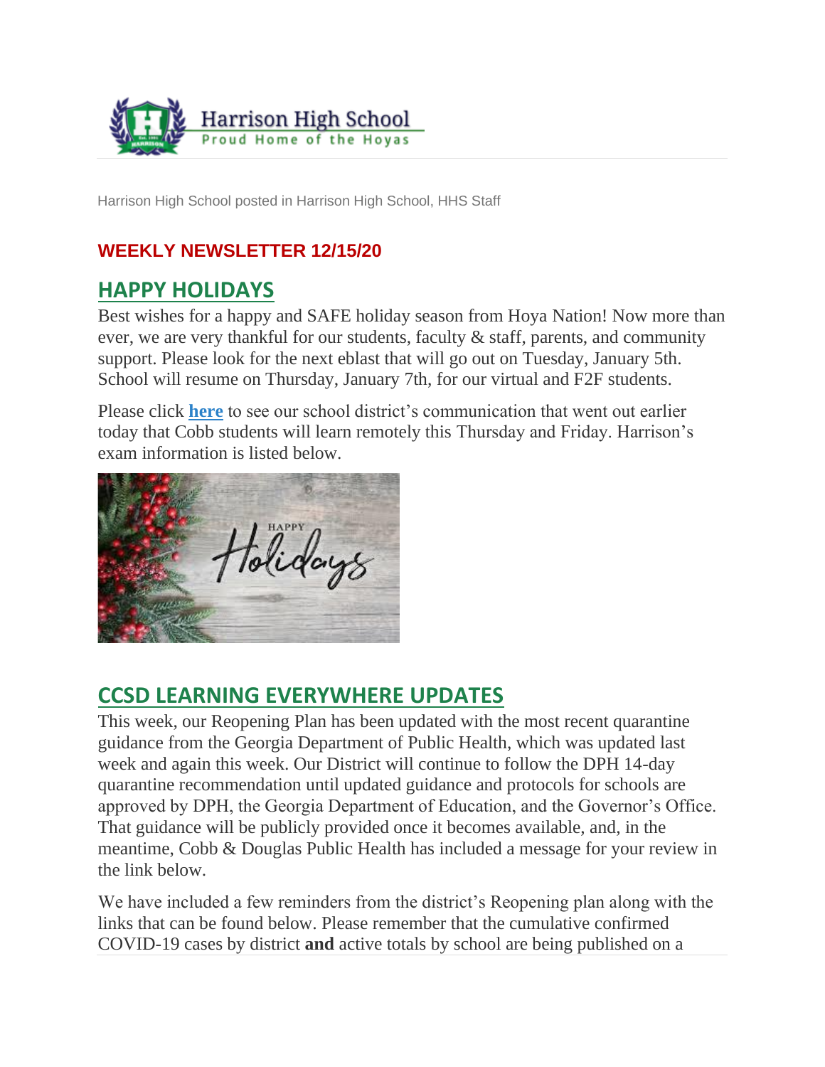Harrison High School
Proud Home of the Hoyas

Harrison High School posted in Harrison High School, HHS Staff

**WEEKLY NEWSLETTER 12/15/20**

## HAPPY HOLIDAYS

Best wishes for a happy and SAFE holiday season from Hoya Nation! Now more than ever, we are very thankful for our students, faculty & staff, parents, and community support. Please look for the next eblast that will go out on Tuesday, January 5th. School will resume on Thursday, January 7th, for our virtual and F2F students.

Please click **here** to see our school district's communication that went out earlier today that Cobb students will learn remotely this Thursday and Friday. Harrison's exam information is listed below.

## CCSD LEARNING EVERYWHERE UPDATES

This week, our Reopening Plan has been updated with the most recent quarantine guidance from the Georgia Department of Public Health, which was updated last week and again this week. Our District will continue to follow the DPH 14-day quarantine recommendation until updated guidance and protocols for schools are approved by DPH, the Georgia Department of Education, and the Governor's Office. That guidance will be publicly provided once it becomes available, and, in the meantime, Cobb & Douglas Public Health has included a message for your review in the link below.

We have included a few reminders from the district's Reopening plan along with the links that can be found below. Please remember that the cumulative confirmed COVID-19 cases by district **and** active totals by school are being published on a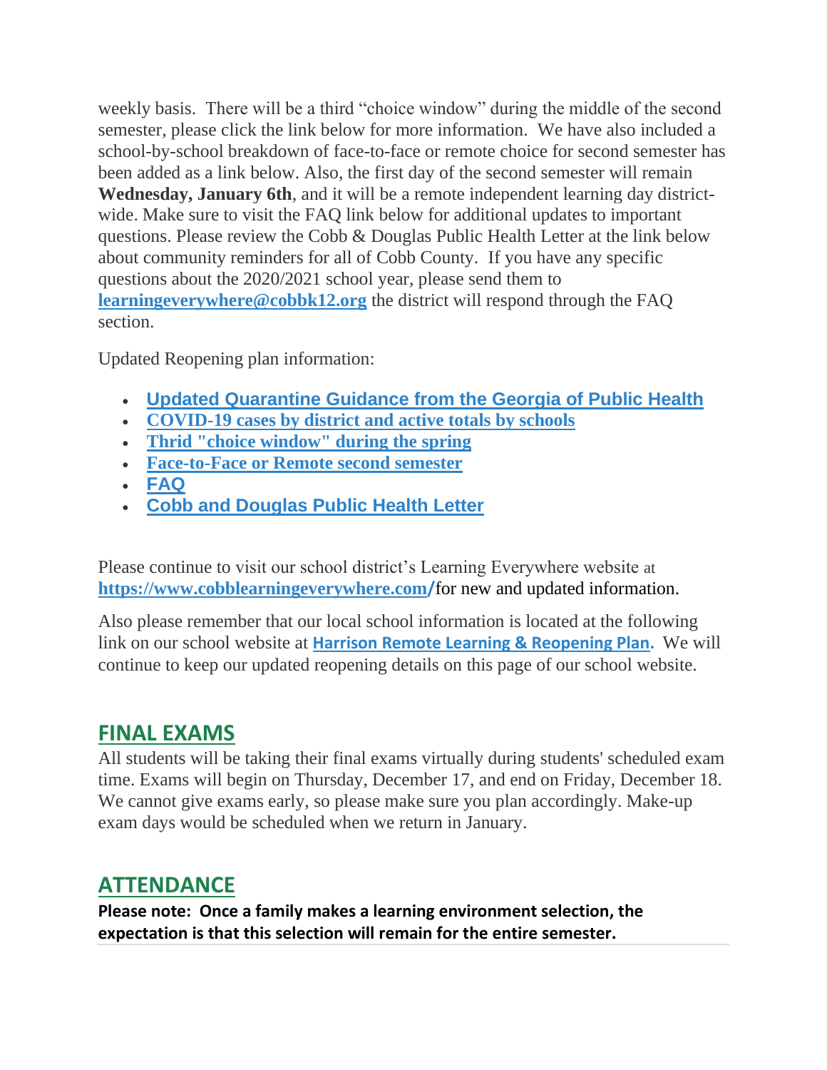weekly basis. There will be a third "choice window" during the middle of the second semester, please click the link below for more information. We have also included a school-by-school breakdown of face-to-face or remote choice for second semester has been added as a link below. Also, the first day of the second semester will remain **Wednesday, January 6th**, and it will be a remote independent learning day district-wide. Make sure to visit the FAQ link below for additional updates to important questions. Please review the Cobb & Douglas Public Health Letter at the link below about community reminders for all of Cobb County. If you have any specific questions about the 2020/2021 school year, please send them to **learningeverywhere@cobbk12.org** the district will respond through the FAQ section.

Updated Reopening plan information:

- **Updated Quarantine Guidance from the Georgia of Public Health**
- **COVID-19 cases by district and active totals by schools**
- **Thrid "choice window" during the spring**
- **Face-to-Face or Remote second semester**
- **FAQ**
- **Cobb and Douglas Public Health Letter**

Please continue to visit our school district's Learning Everywhere website at **https://www.cobblearningeverywhere.com/** for new and updated information.

Also please remember that our local school information is located at the following link on our school website at **Harrison Remote Learning & Reopening Plan.** We will continue to keep our updated reopening details on this page of our school website.

## FINAL EXAMS

All students will be taking their final exams virtually during students' scheduled exam time. Exams will begin on Thursday, December 17, and end on Friday, December 18. We cannot give exams early, so please make sure you plan accordingly. Make-up exam days would be scheduled when we return in January.

## ATTENDANCE

**Please note: Once a family makes a learning environment selection, the expectation is that this selection will remain for the entire semester.**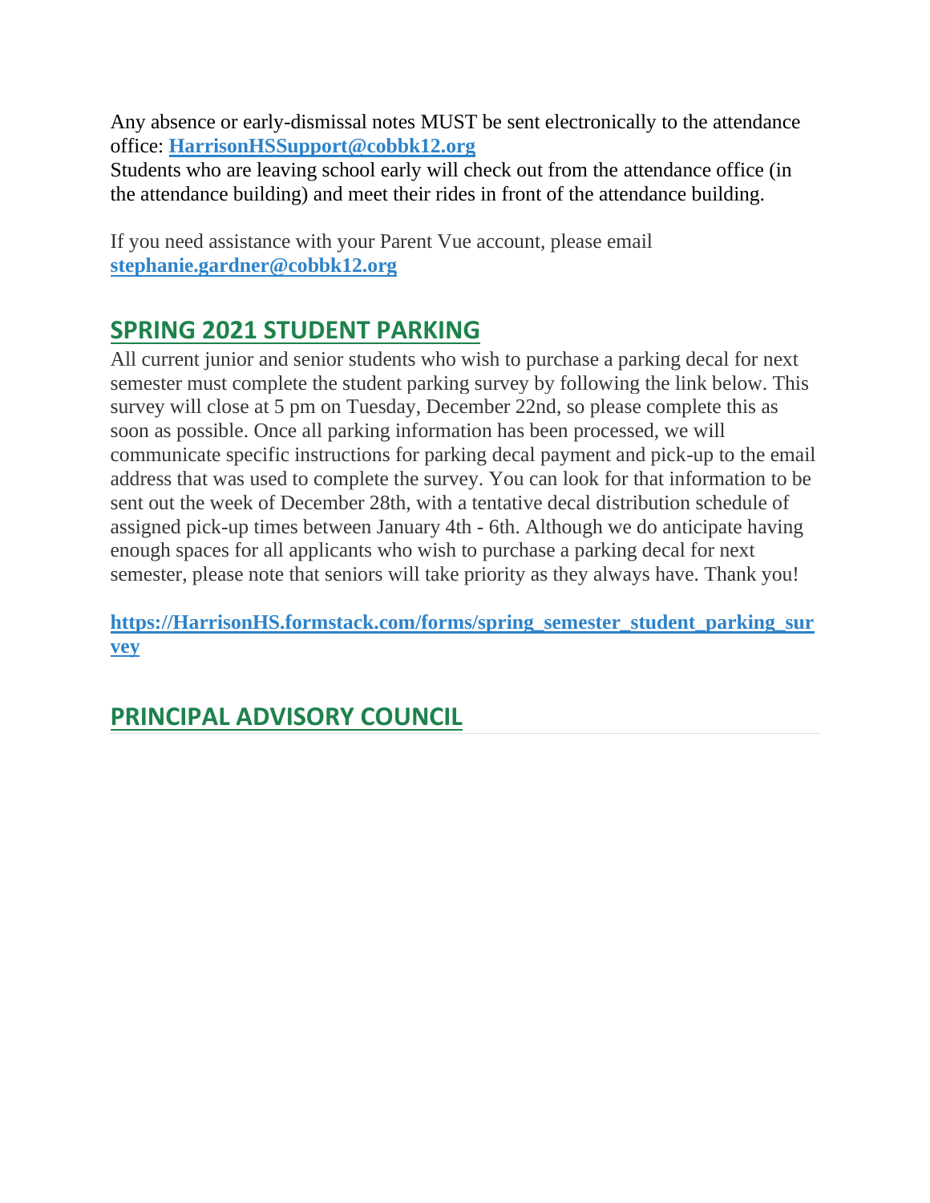Any absence or early-dismissal notes MUST be sent electronically to the attendance office: **HarrisonHSSupport@cobbk12.org**
Students who are leaving school early will check out from the attendance office (in the attendance building) and meet their rides in front of the attendance building.

If you need assistance with your Parent Vue account, please email **stephanie.gardner@cobbk12.org**

## SPRING 2021 STUDENT PARKING

All current junior and senior students who wish to purchase a parking decal for next semester must complete the student parking survey by following the link below. This survey will close at 5 pm on Tuesday, December 22nd, so please complete this as soon as possible. Once all parking information has been processed, we will communicate specific instructions for parking decal payment and pick-up to the email address that was used to complete the survey. You can look for that information to be sent out the week of December 28th, with a tentative decal distribution schedule of assigned pick-up times between January 4th - 6th. Although we do anticipate having enough spaces for all applicants who wish to purchase a parking decal for next semester, please note that seniors will take priority as they always have. Thank you!

**https://HarrisonHS.formstack.com/forms/spring_semester_student_parking_survey**

## PRINCIPAL ADVISORY COUNCIL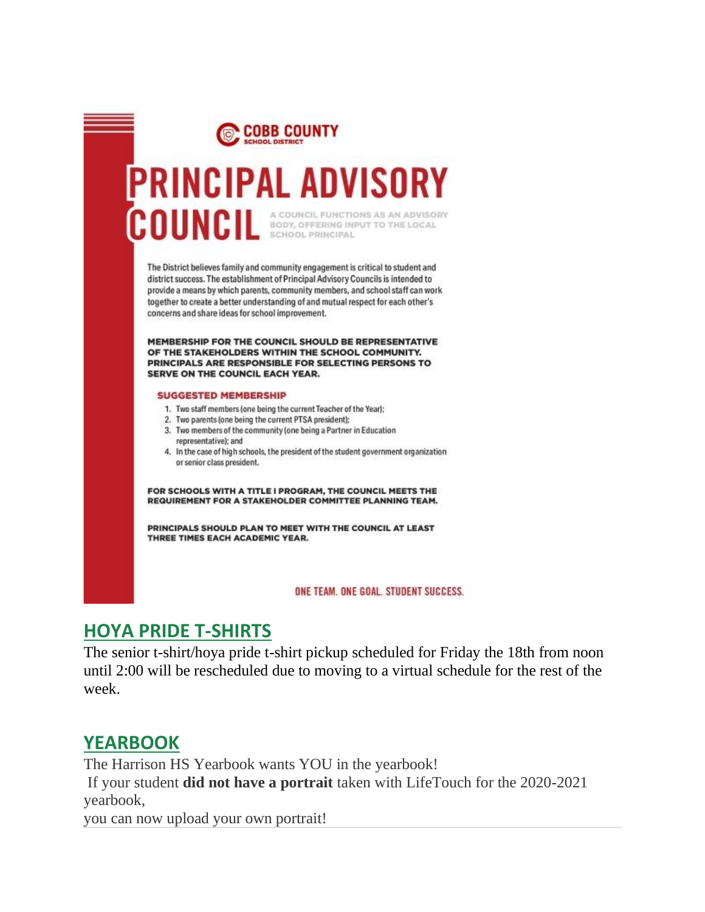COBB COUNTY
SCHOOL DISTRICT

# PRINCIPAL ADVISORY COUNCIL

A COUNCIL FUNCTIONS AS AN ADVISORY BODY, OFFERING INPUT TO THE LOCAL SCHOOL PRINCIPAL

The District believes family and community engagement is critical to student and district success. The establishment of Principal Advisory Councils is intended to provide a means by which parents, community members, and school staff can work together to create a better understanding of and mutual respect for each other's concerns and share ideas for school improvement.

**MEMBERSHIP FOR THE COUNCIL SHOULD BE REPRESENTATIVE OF THE STAKEHOLDERS WITHIN THE SCHOOL COMMUNITY. PRINCIPALS ARE RESPONSIBLE FOR SELECTING PERSONS TO SERVE ON THE COUNCIL EACH YEAR.**

**SUGGESTED MEMBERSHIP**

1. Two staff members (one being the current Teacher of the Year);
2. Two parents (one being the current PTSA president);
3. Two members of the community (one being a Partner in Education representative); and
4. In the case of high schools, the president of the student government organization or senior class president.

**FOR SCHOOLS WITH A TITLE I PROGRAM, THE COUNCIL MEETS THE REQUIREMENT FOR A STAKEHOLDER COMMITTEE PLANNING TEAM.**

**PRINCIPALS SHOULD PLAN TO MEET WITH THE COUNCIL AT LEAST THREE TIMES EACH ACADEMIC YEAR.**

ONE TEAM. ONE GOAL. STUDENT SUCCESS.

## HOYA PRIDE T-SHIRTS

The senior t-shirt/hoya pride t-shirt pickup scheduled for Friday the 18th from noon until 2:00 will be rescheduled due to moving to a virtual schedule for the rest of the week.

## YEARBOOK

The Harrison HS Yearbook wants YOU in the yearbook!
If your student **did not have a portrait** taken with LifeTouch for the 2020-2021 yearbook,
you can now upload your own portrait!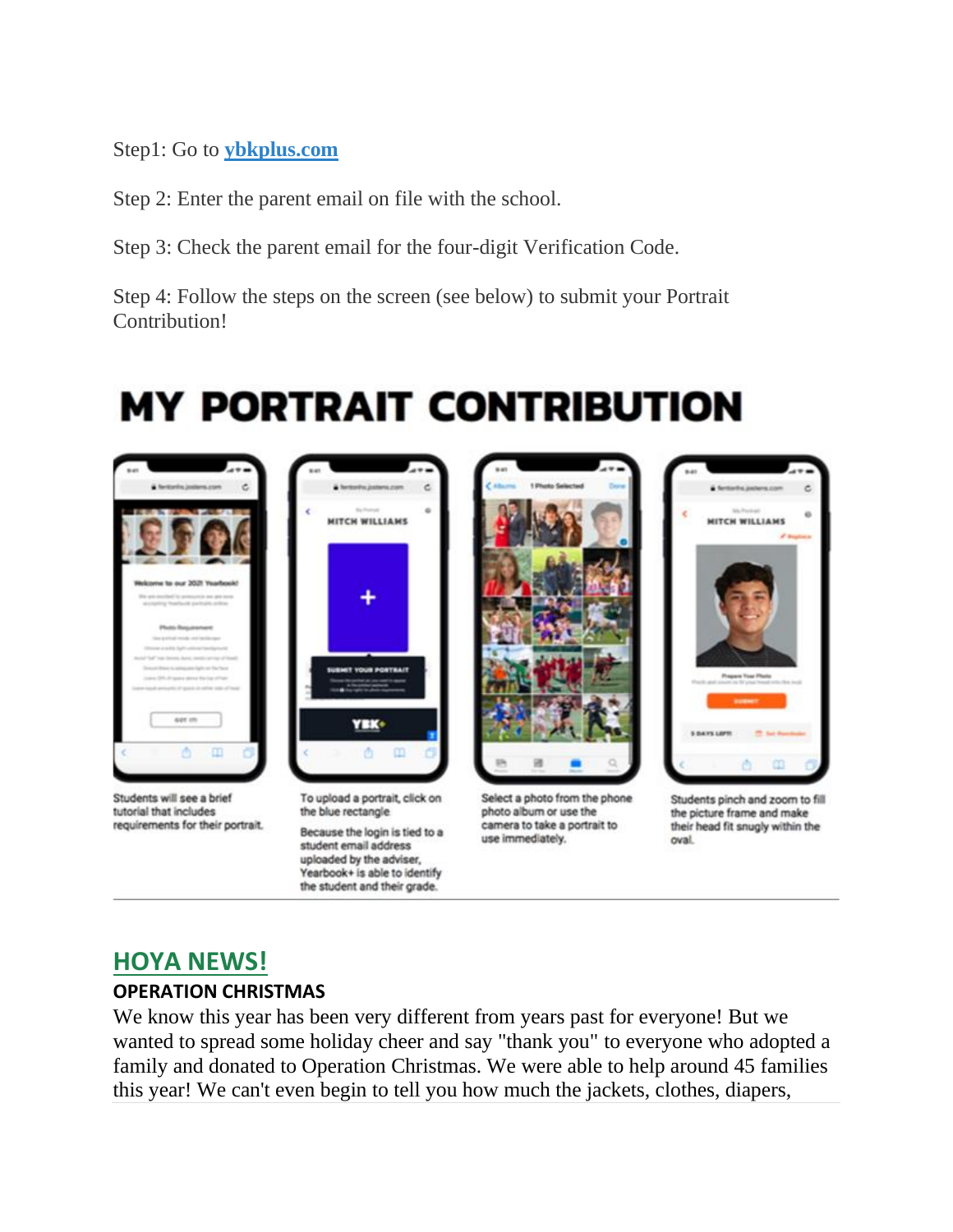Step1: Go to **ybkplus.com**

Step 2: Enter the parent email on file with the school.

Step 3: Check the parent email for the four-digit Verification Code.

Step 4: Follow the steps on the screen (see below) to submit your Portrait Contribution!

# MY PORTRAIT CONTRIBUTION

Students will see a brief tutorial that includes requirements for their portrait.

To upload a portrait, click on the blue rectangle

Because the login is tied to a student email address uploaded by the adviser, Yearbook+ is able to identify the student and their grade.

Select a photo from the phone photo album or use the camera to take a portrait to use immediately.

Students pinch and zoom to fill the picture frame and make their head fit snugly within the oval.

---

## HOYA NEWS!

### OPERATION CHRISTMAS

We know this year has been very different from years past for everyone! But we wanted to spread some holiday cheer and say "thank you" to everyone who adopted a family and donated to Operation Christmas. We were able to help around 45 families this year! We can't even begin to tell you how much the jackets, clothes, diapers,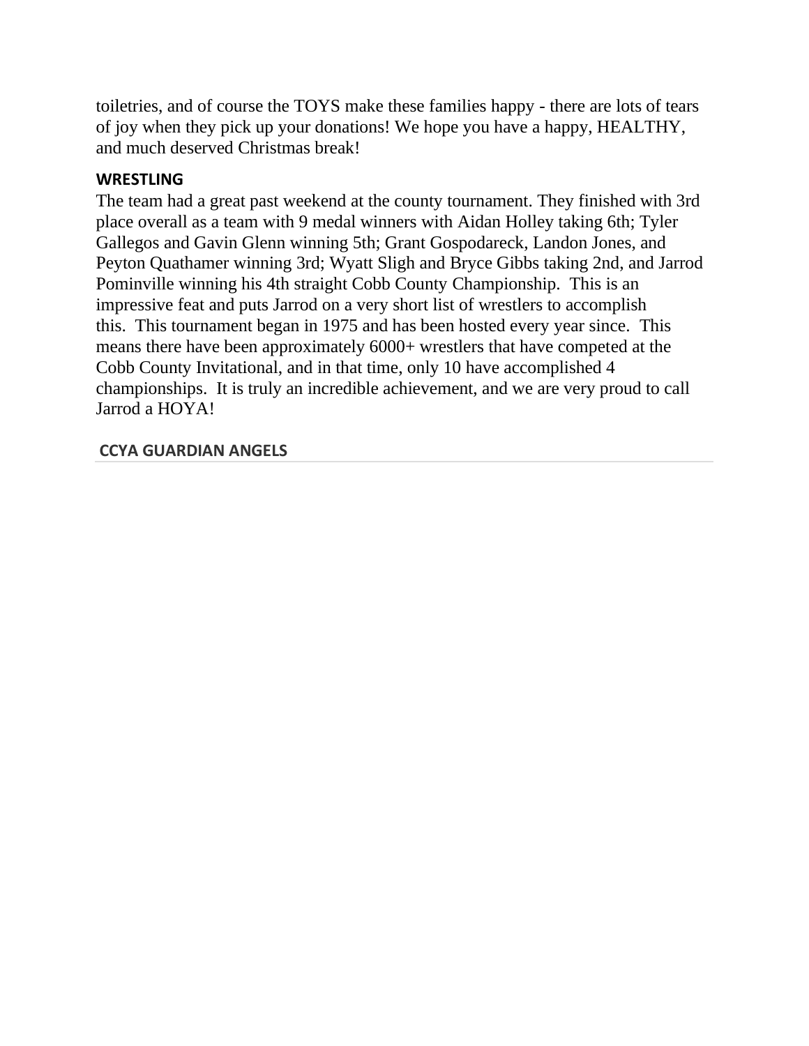toiletries, and of course the TOYS make these families happy - there are lots of tears of joy when they pick up your donations! We hope you have a happy, HEALTHY, and much deserved Christmas break!

**WRESTLING**

The team had a great past weekend at the county tournament. They finished with 3rd place overall as a team with 9 medal winners with Aidan Holley taking 6th; Tyler Gallegos and Gavin Glenn winning 5th; Grant Gospodareck, Landon Jones, and Peyton Quathamer winning 3rd; Wyatt Sligh and Bryce Gibbs taking 2nd, and Jarrod Pominville winning his 4th straight Cobb County Championship. This is an impressive feat and puts Jarrod on a very short list of wrestlers to accomplish this. This tournament began in 1975 and has been hosted every year since. This means there have been approximately 6000+ wrestlers that have competed at the Cobb County Invitational, and in that time, only 10 have accomplished 4 championships. It is truly an incredible achievement, and we are very proud to call Jarrod a HOYA!

## CCYA GUARDIAN ANGELS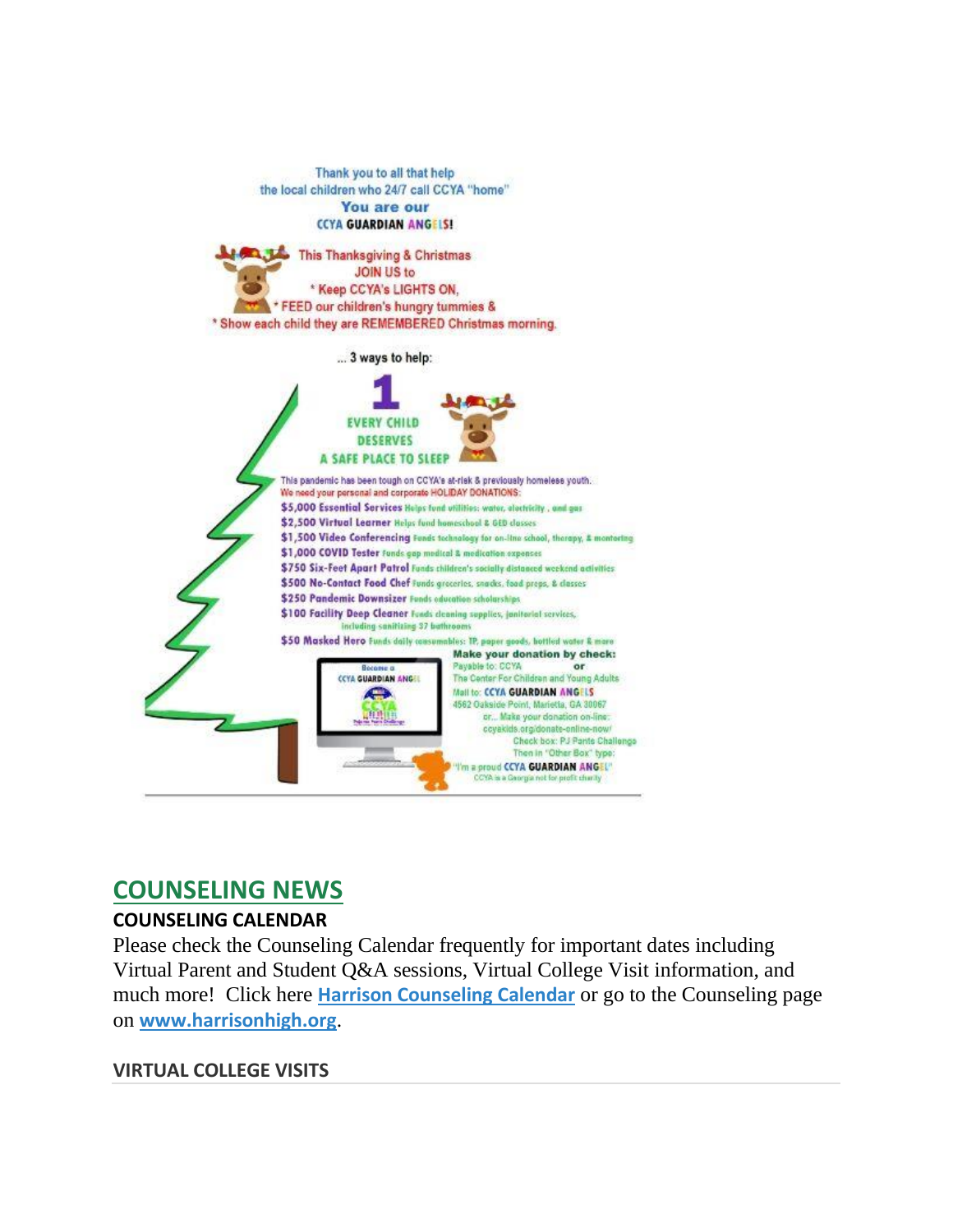Thank you to all that help
the local children who 24/7 call CCYA "home"
**You are our**
**CCYA GUARDIAN ANGELS!**

This Thanksgiving & Christmas
JOIN US to
* Keep CCYA's LIGHTS ON,
* FEED our children's hungry tummies &
* Show each child they are REMEMBERED Christmas morning.

... 3 ways to help:

**1**

**EVERY CHILD DESERVES A SAFE PLACE TO SLEEP**

This pandemic has been tough on CCYA's at-risk & previously homeless youth.
We need your personal and corporate HOLIDAY DONATIONS:

- **$5,000 Essential Services** Helps fund utilities: water, electricity, and gas
- **$2,500 Virtual Learner** Helps fund homeschool & GED classes
- **$1,500 Video Conferencing** Funds technology for on-line school, therapy, & mentoring
- **$1,000 COVID Tester** Funds gap medical & medication expenses
- **$750 Six-Feet Apart Patrol** Funds children's socially distanced weekend activities
- **$500 No-Contact Food Chef** Funds groceries, snacks, food preps, & classes
- **$250 Pandemic Downsizer** Funds education scholarships
- **$100 Facility Deep Cleaner** Funds cleaning supplies, janitorial services, including sanitizing 37 bathrooms
- **$50 Masked Hero** Funds daily consumables: TP, paper goods, bottled water & more

Become a CCYA GUARDIAN ANGEL

**Make your donation by check:**
Payable to: CCYA or
The Center For Children and Young Adults
Mail to: **CCYA GUARDIAN ANGELS**
4562 Oakside Point, Marietta, GA 30067
or... Make your donation on-line:
ccyakids.org/donate-online-now/
Check box: PJ Pants Challenge
Then in "Other Box" type:
"I'm a proud **CCYA GUARDIAN ANGEL**"
CCYA is a Georgia not for profit charity

## COUNSELING NEWS

### COUNSELING CALENDAR

Please check the Counseling Calendar frequently for important dates including Virtual Parent and Student Q&A sessions, Virtual College Visit information, and much more! Click here **Harrison Counseling Calendar** or go to the Counseling page on **www.harrisonhigh.org**.

### VIRTUAL COLLEGE VISITS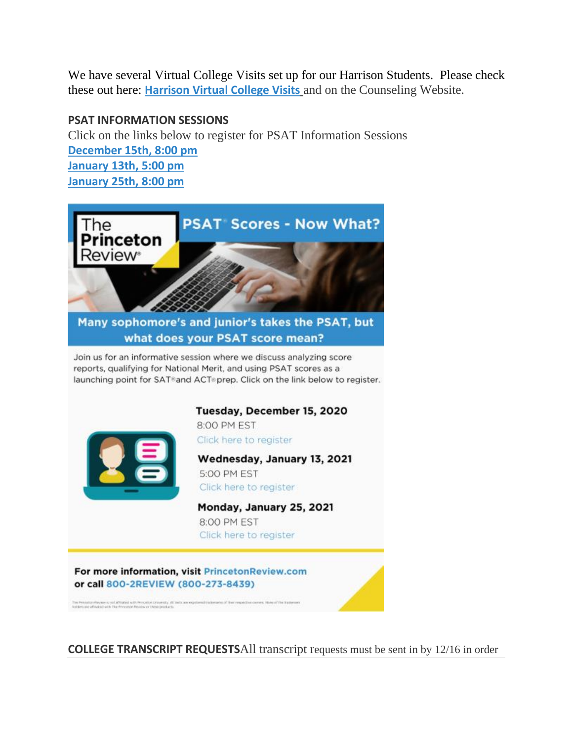We have several Virtual College Visits set up for our Harrison Students. Please check these out here: **Harrison Virtual College Visits** and on the Counseling Website.

**PSAT INFORMATION SESSIONS**

Click on the links below to register for PSAT Information Sessions

**December 15th, 8:00 pm**

**January 13th, 5:00 pm**

**January 25th, 8:00 pm**

The Princeton Review®

**PSAT® Scores - Now What?**

**Many sophomore's and junior's takes the PSAT, but what does your PSAT score mean?**

Join us for an informative session where we discuss analyzing score reports, qualifying for National Merit, and using PSAT scores as a launching point for SAT® and ACT® prep. Click on the link below to register.

**Tuesday, December 15, 2020**
8:00 PM EST
Click here to register

**Wednesday, January 13, 2021**
5:00 PM EST
Click here to register

**Monday, January 25, 2021**
8:00 PM EST
Click here to register

**For more information, visit** PrincetonReview.com
**or call** 800-2REVIEW (800-273-8439)

**COLLEGE TRANSCRIPT REQUESTS** All transcript requests must be sent in by 12/16 in order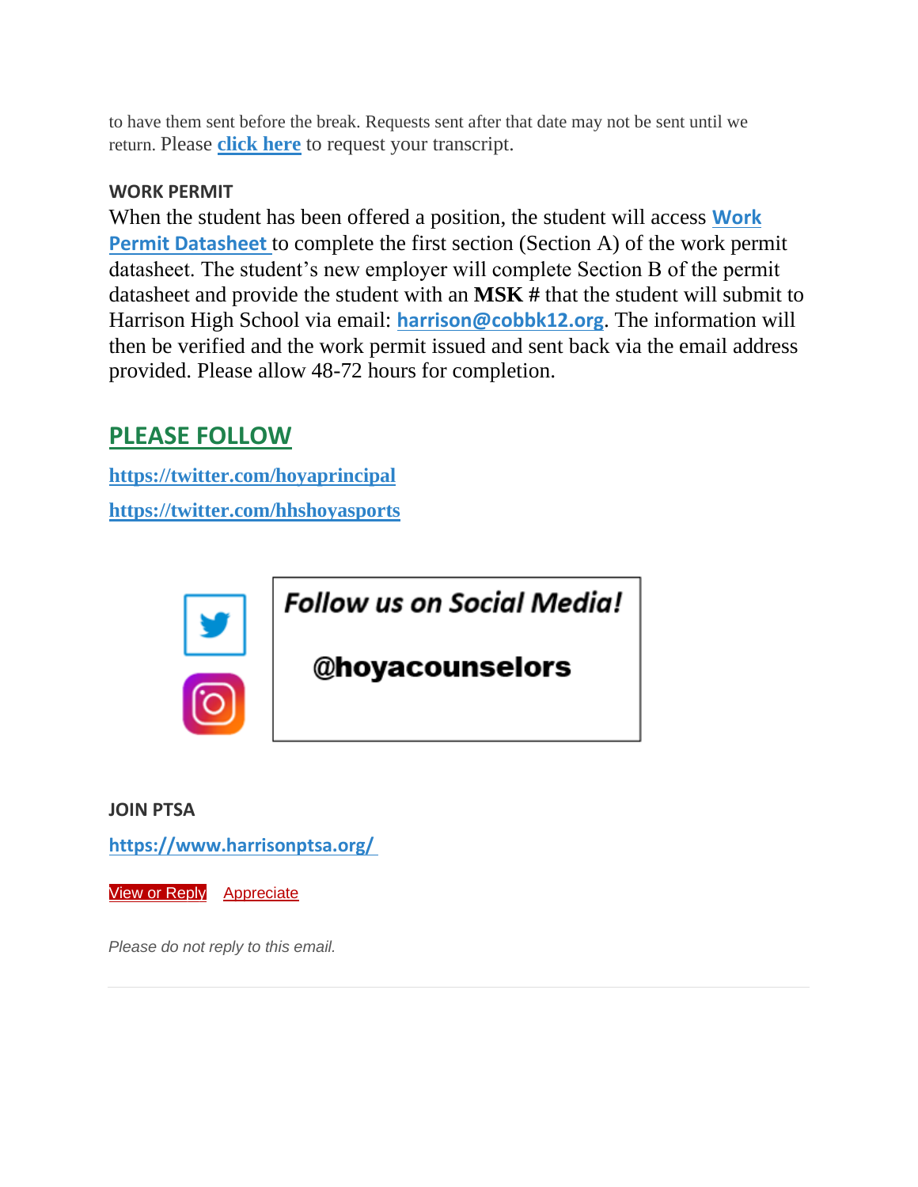to have them sent before the break. Requests sent after that date may not be sent until we return. Please **click here** to request your transcript.

**WORK PERMIT**

When the student has been offered a position, the student will access **Work Permit Datasheet** to complete the first section (Section A) of the work permit datasheet. The student's new employer will complete Section B of the permit datasheet and provide the student with an **MSK #** that the student will submit to Harrison High School via email: **harrison@cobbk12.org**. The information will then be verified and the work permit issued and sent back via the email address provided. Please allow 48-72 hours for completion.

## PLEASE FOLLOW

**https://twitter.com/hoyaprincipal**

**https://twitter.com/hhshoyasports**

*Follow us on Social Media!*

**@hoyacounselors**

**JOIN PTSA**

**https://www.harrisonptsa.org/**

View or Reply Appreciate

*Please do not reply to this email.*